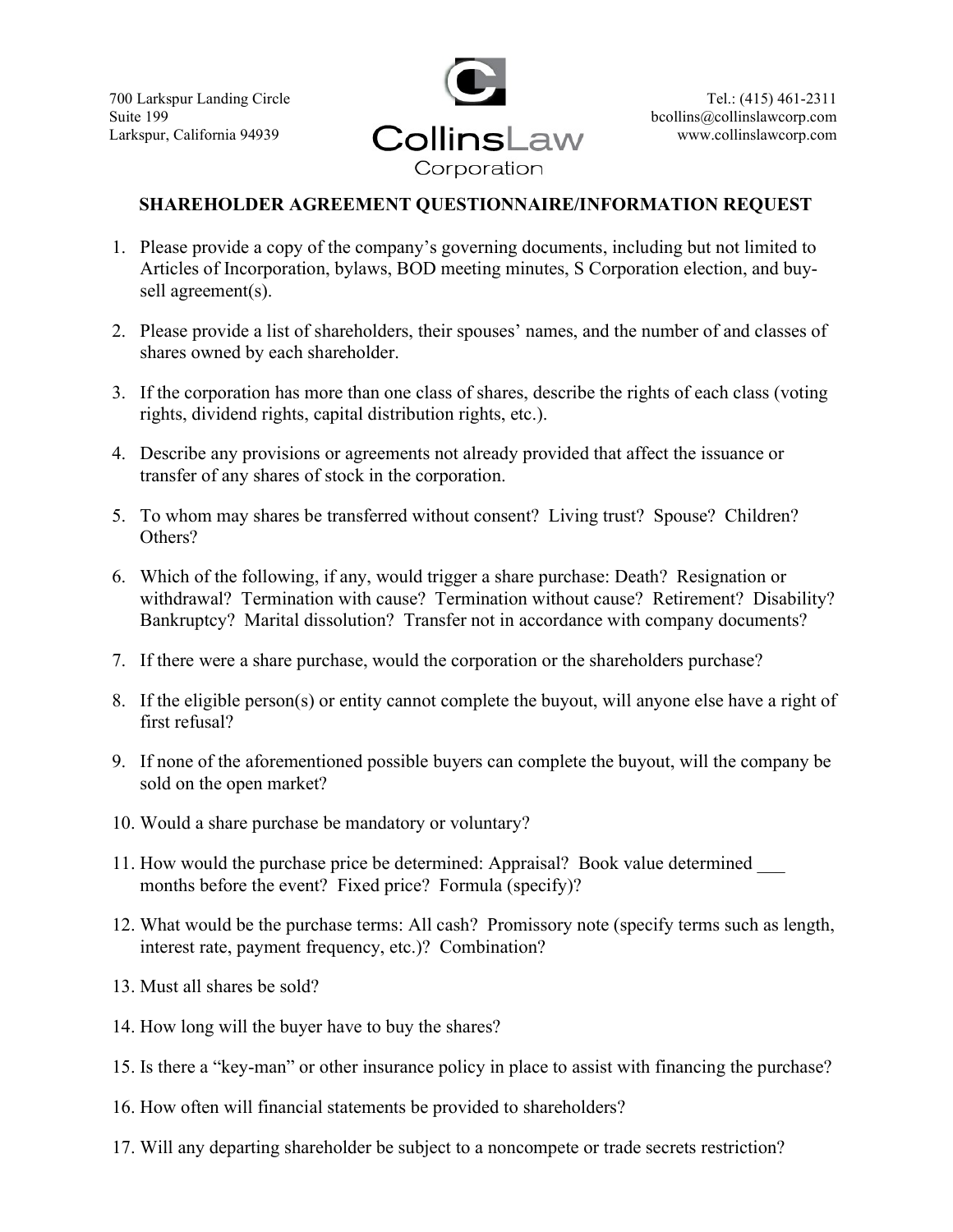700 Larkspur Landing Circle
Suite 199
Larkspur, California 94939

CollinsLaw Corporation

Tel.: (415) 461-2311
bcollins@collinslawcorp.com
www.collinslawcorp.com

## SHAREHOLDER AGREEMENT QUESTIONNAIRE/INFORMATION REQUEST

1. Please provide a copy of the company's governing documents, including but not limited to Articles of Incorporation, bylaws, BOD meeting minutes, S Corporation election, and buy-sell agreement(s).

2. Please provide a list of shareholders, their spouses' names, and the number of and classes of shares owned by each shareholder.

3. If the corporation has more than one class of shares, describe the rights of each class (voting rights, dividend rights, capital distribution rights, etc.).

4. Describe any provisions or agreements not already provided that affect the issuance or transfer of any shares of stock in the corporation.

5. To whom may shares be transferred without consent? Living trust? Spouse? Children? Others?

6. Which of the following, if any, would trigger a share purchase: Death? Resignation or withdrawal? Termination with cause? Termination without cause? Retirement? Disability? Bankruptcy? Marital dissolution? Transfer not in accordance with company documents?

7. If there were a share purchase, would the corporation or the shareholders purchase?

8. If the eligible person(s) or entity cannot complete the buyout, will anyone else have a right of first refusal?

9. If none of the aforementioned possible buyers can complete the buyout, will the company be sold on the open market?

10. Would a share purchase be mandatory or voluntary?

11. How would the purchase price be determined: Appraisal? Book value determined ___ months before the event? Fixed price? Formula (specify)?

12. What would be the purchase terms: All cash? Promissory note (specify terms such as length, interest rate, payment frequency, etc.)? Combination?

13. Must all shares be sold?

14. How long will the buyer have to buy the shares?

15. Is there a "key-man" or other insurance policy in place to assist with financing the purchase?

16. How often will financial statements be provided to shareholders?

17. Will any departing shareholder be subject to a noncompete or trade secrets restriction?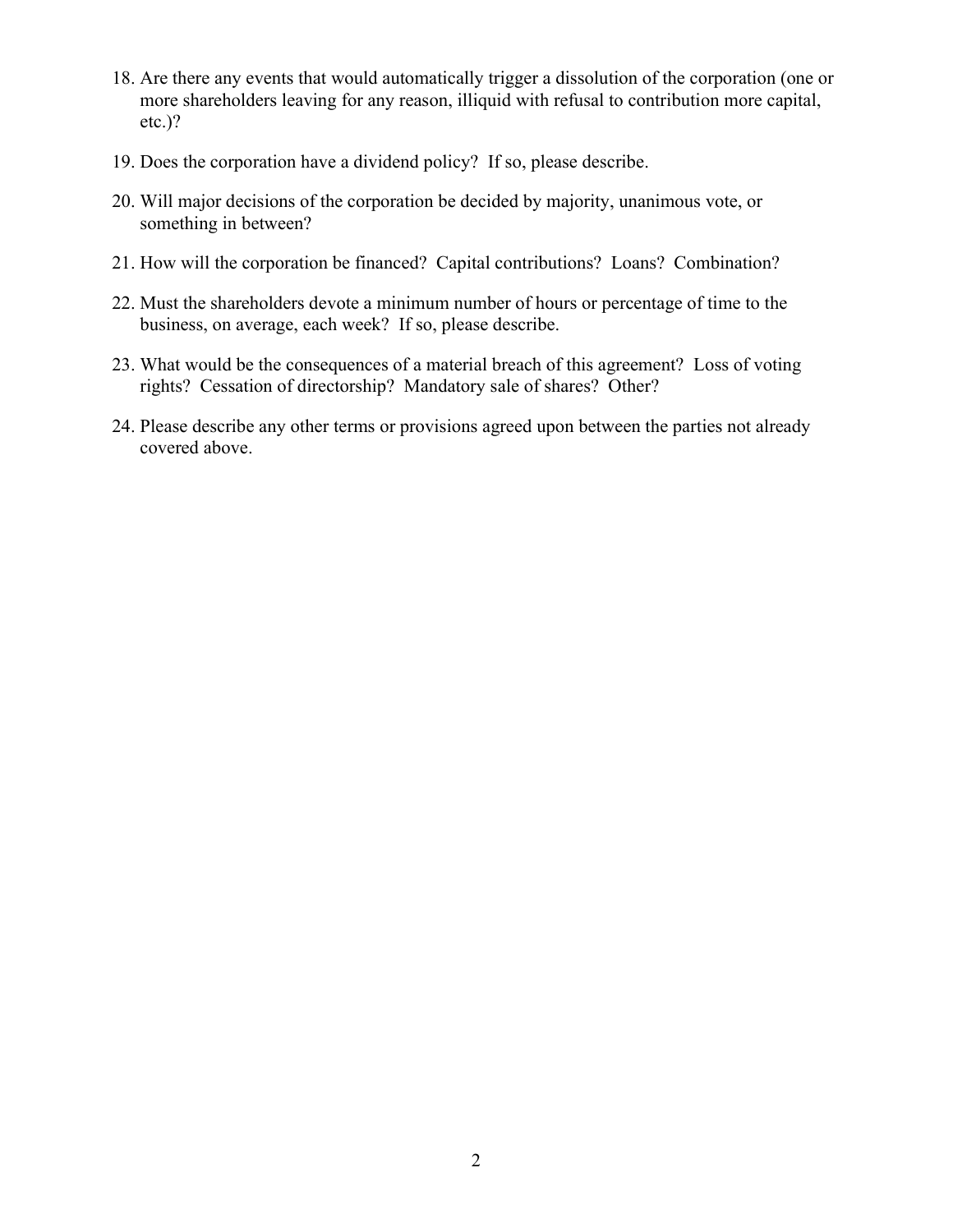18. Are there any events that would automatically trigger a dissolution of the corporation (one or more shareholders leaving for any reason, illiquid with refusal to contribution more capital, etc.)?

19. Does the corporation have a dividend policy? If so, please describe.

20. Will major decisions of the corporation be decided by majority, unanimous vote, or something in between?

21. How will the corporation be financed? Capital contributions? Loans? Combination?

22. Must the shareholders devote a minimum number of hours or percentage of time to the business, on average, each week? If so, please describe.

23. What would be the consequences of a material breach of this agreement? Loss of voting rights? Cessation of directorship? Mandatory sale of shares? Other?

24. Please describe any other terms or provisions agreed upon between the parties not already covered above.